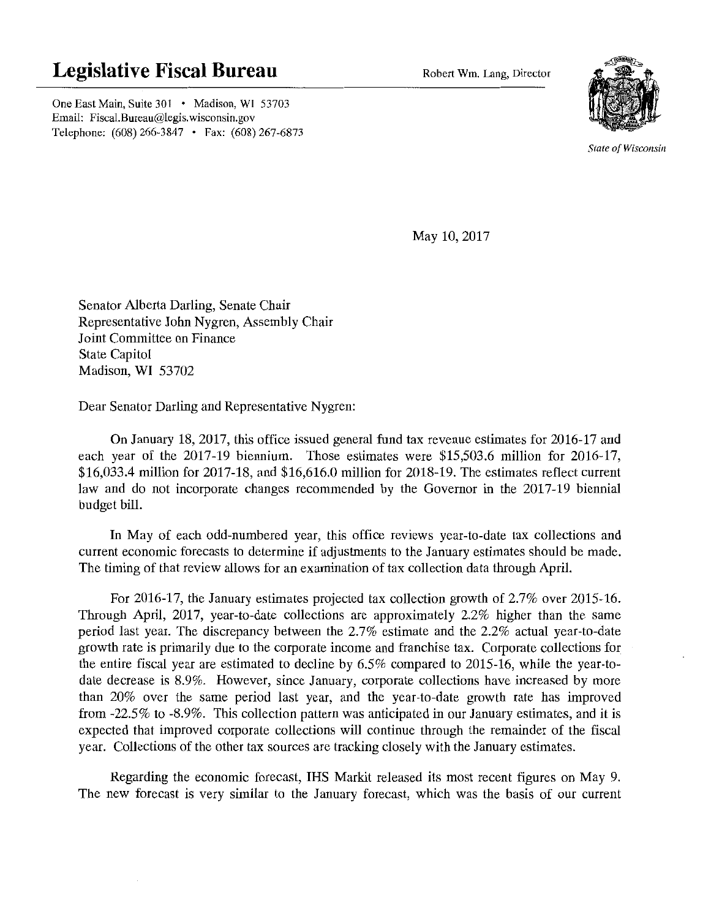# Legislative Fiscal Bureau

Robert Wm. Lang, Director

One East Main, Suite 301 • Madison, WI 53703
Email: Fiscal.Bureau@legis.wisconsin.gov
Telephone: (608) 266-3847 • Fax: (608) 267-6873

*State of Wisconsin*

May 10, 2017

Senator Alberta Darling, Senate Chair
Representative John Nygren, Assembly Chair
Joint Committee on Finance
State Capitol
Madison, WI 53702

Dear Senator Darling and Representative Nygren:

On January 18, 2017, this office issued general fund tax revenue estimates for 2016-17 and each year of the 2017-19 biennium. Those estimates were $15,503.6 million for 2016-17, $16,033.4 million for 2017-18, and $16,616.0 million for 2018-19. The estimates reflect current law and do not incorporate changes recommended by the Governor in the 2017-19 biennial budget bill.

In May of each odd-numbered year, this office reviews year-to-date tax collections and current economic forecasts to determine if adjustments to the January estimates should be made. The timing of that review allows for an examination of tax collection data through April.

For 2016-17, the January estimates projected tax collection growth of 2.7% over 2015-16. Through April, 2017, year-to-date collections are approximately 2.2% higher than the same period last year. The discrepancy between the 2.7% estimate and the 2.2% actual year-to-date growth rate is primarily due to the corporate income and franchise tax. Corporate collections for the entire fiscal year are estimated to decline by 6.5% compared to 2015-16, while the year-to-date decrease is 8.9%. However, since January, corporate collections have increased by more than 20% over the same period last year, and the year-to-date growth rate has improved from -22.5% to -8.9%. This collection pattern was anticipated in our January estimates, and it is expected that improved corporate collections will continue through the remainder of the fiscal year. Collections of the other tax sources are tracking closely with the January estimates.

Regarding the economic forecast, IHS Markit released its most recent figures on May 9. The new forecast is very similar to the January forecast, which was the basis of our current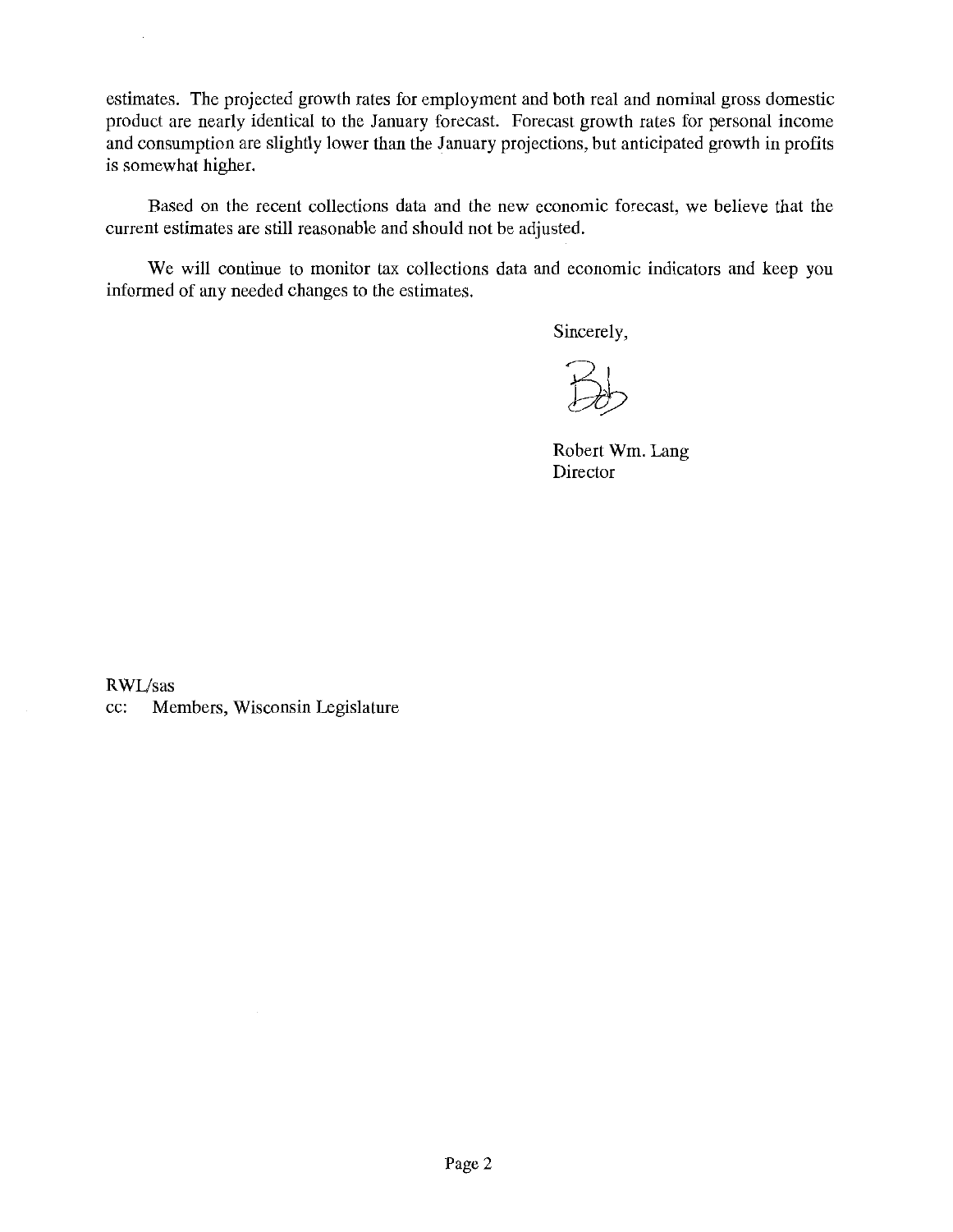estimates. The projected growth rates for employment and both real and nominal gross domestic product are nearly identical to the January forecast. Forecast growth rates for personal income and consumption are slightly lower than the January projections, but anticipated growth in profits is somewhat higher.

Based on the recent collections data and the new economic forecast, we believe that the current estimates are still reasonable and should not be adjusted.

We will continue to monitor tax collections data and economic indicators and keep you informed of any needed changes to the estimates.

Sincerely,

Bob

Robert Wm. Lang
Director

RWL/sas
cc: Members, Wisconsin Legislature